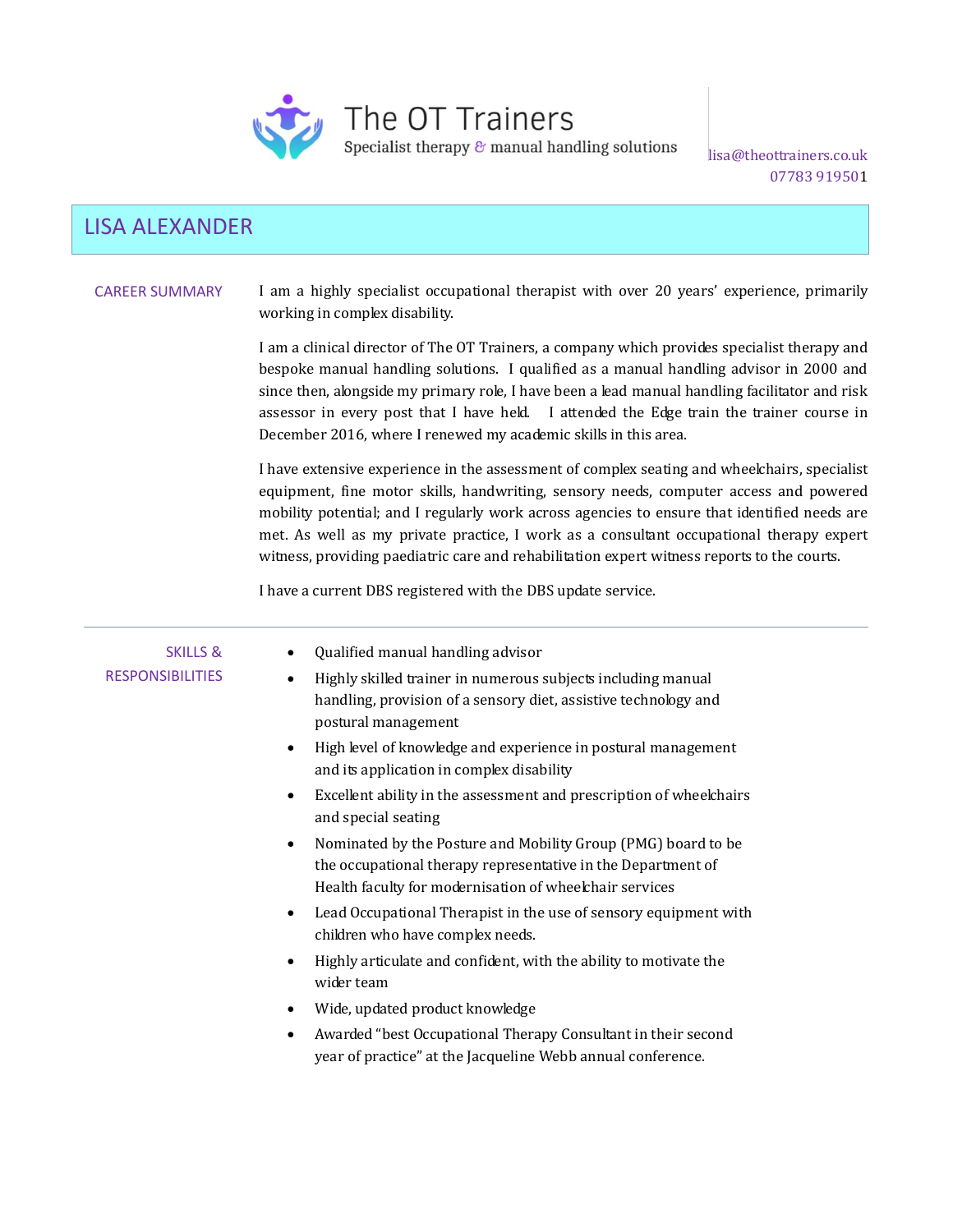The OT Trainers
Specialist therapy & manual handling solutions

lisa@theottrainers.co.uk
07783 919501

# LISA ALEXANDER

## CAREER SUMMARY

I am a highly specialist occupational therapist with over 20 years' experience, primarily working in complex disability.

I am a clinical director of The OT Trainers, a company which provides specialist therapy and bespoke manual handling solutions. I qualified as a manual handling advisor in 2000 and since then, alongside my primary role, I have been a lead manual handling facilitator and risk assessor in every post that I have held. I attended the Edge train the trainer course in December 2016, where I renewed my academic skills in this area.

I have extensive experience in the assessment of complex seating and wheelchairs, specialist equipment, fine motor skills, handwriting, sensory needs, computer access and powered mobility potential; and I regularly work across agencies to ensure that identified needs are met. As well as my private practice, I work as a consultant occupational therapy expert witness, providing paediatric care and rehabilitation expert witness reports to the courts.

I have a current DBS registered with the DBS update service.

---

## SKILLS & RESPONSIBILITIES

- Qualified manual handling advisor
- Highly skilled trainer in numerous subjects including manual handling, provision of a sensory diet, assistive technology and postural management
- High level of knowledge and experience in postural management and its application in complex disability
- Excellent ability in the assessment and prescription of wheelchairs and special seating
- Nominated by the Posture and Mobility Group (PMG) board to be the occupational therapy representative in the Department of Health faculty for modernisation of wheelchair services
- Lead Occupational Therapist in the use of sensory equipment with children who have complex needs.
- Highly articulate and confident, with the ability to motivate the wider team
- Wide, updated product knowledge
- Awarded "best Occupational Therapy Consultant in their second year of practice" at the Jacqueline Webb annual conference.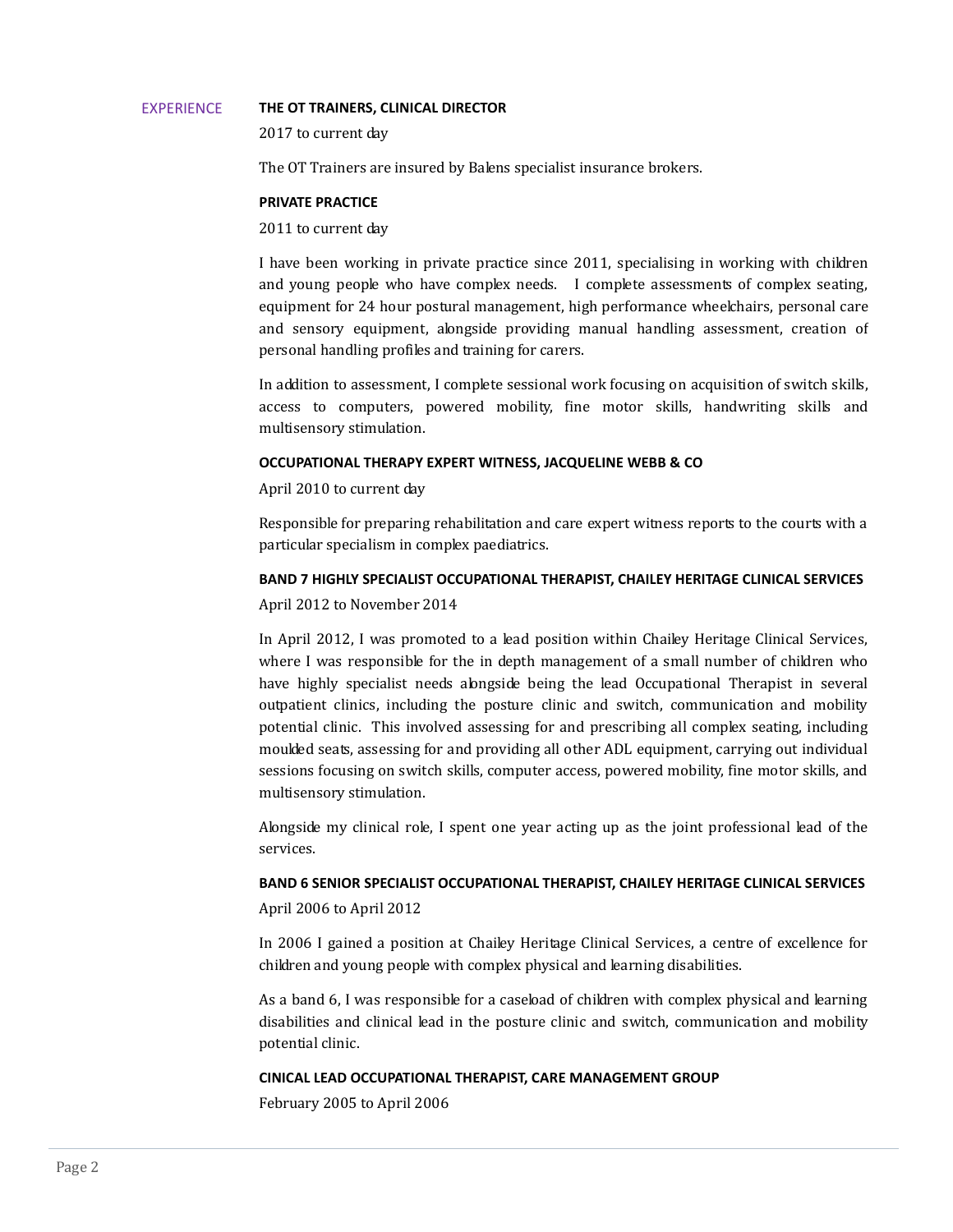## EXPERIENCE

**THE OT TRAINERS, CLINICAL DIRECTOR**

2017 to current day

The OT Trainers are insured by Balens specialist insurance brokers.

**PRIVATE PRACTICE**

2011 to current day

I have been working in private practice since 2011, specialising in working with children and young people who have complex needs. I complete assessments of complex seating, equipment for 24 hour postural management, high performance wheelchairs, personal care and sensory equipment, alongside providing manual handling assessment, creation of personal handling profiles and training for carers.

In addition to assessment, I complete sessional work focusing on acquisition of switch skills, access to computers, powered mobility, fine motor skills, handwriting skills and multisensory stimulation.

**OCCUPATIONAL THERAPY EXPERT WITNESS, JACQUELINE WEBB & CO**

April 2010 to current day

Responsible for preparing rehabilitation and care expert witness reports to the courts with a particular specialism in complex paediatrics.

**BAND 7 HIGHLY SPECIALIST OCCUPATIONAL THERAPIST, CHAILEY HERITAGE CLINICAL SERVICES**

April 2012 to November 2014

In April 2012, I was promoted to a lead position within Chailey Heritage Clinical Services, where I was responsible for the in depth management of a small number of children who have highly specialist needs alongside being the lead Occupational Therapist in several outpatient clinics, including the posture clinic and switch, communication and mobility potential clinic. This involved assessing for and prescribing all complex seating, including moulded seats, assessing for and providing all other ADL equipment, carrying out individual sessions focusing on switch skills, computer access, powered mobility, fine motor skills, and multisensory stimulation.

Alongside my clinical role, I spent one year acting up as the joint professional lead of the services.

**BAND 6 SENIOR SPECIALIST OCCUPATIONAL THERAPIST, CHAILEY HERITAGE CLINICAL SERVICES**

April 2006 to April 2012

In 2006 I gained a position at Chailey Heritage Clinical Services, a centre of excellence for children and young people with complex physical and learning disabilities.

As a band 6, I was responsible for a caseload of children with complex physical and learning disabilities and clinical lead in the posture clinic and switch, communication and mobility potential clinic.

**CINICAL LEAD OCCUPATIONAL THERAPIST, CARE MANAGEMENT GROUP**

February 2005 to April 2006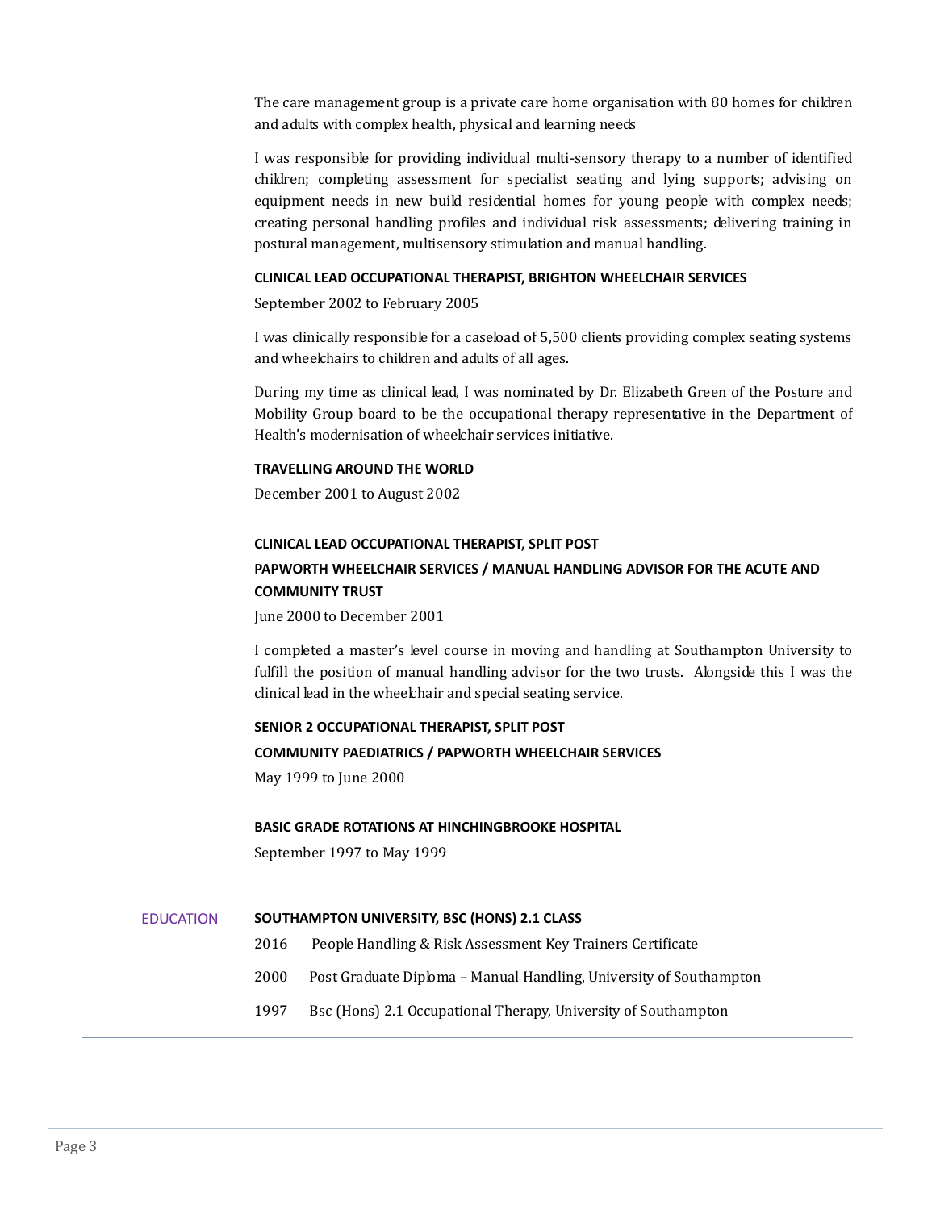The care management group is a private care home organisation with 80 homes for children and adults with complex health, physical and learning needs

I was responsible for providing individual multi-sensory therapy to a number of identified children; completing assessment for specialist seating and lying supports; advising on equipment needs in new build residential homes for young people with complex needs; creating personal handling profiles and individual risk assessments; delivering training in postural management, multisensory stimulation and manual handling.

### CLINICAL LEAD OCCUPATIONAL THERAPIST, BRIGHTON WHEELCHAIR SERVICES

September 2002 to February 2005

I was clinically responsible for a caseload of 5,500 clients providing complex seating systems and wheelchairs to children and adults of all ages.

During my time as clinical lead, I was nominated by Dr. Elizabeth Green of the Posture and Mobility Group board to be the occupational therapy representative in the Department of Health's modernisation of wheelchair services initiative.

### TRAVELLING AROUND THE WORLD

December 2001 to August 2002

### CLINICAL LEAD OCCUPATIONAL THERAPIST, SPLIT POST

### PAPWORTH WHEELCHAIR SERVICES / MANUAL HANDLING ADVISOR FOR THE ACUTE AND COMMUNITY TRUST

June 2000 to December 2001

I completed a master's level course in moving and handling at Southampton University to fulfill the position of manual handling advisor for the two trusts. Alongside this I was the clinical lead in the wheelchair and special seating service.

### SENIOR 2 OCCUPATIONAL THERAPIST, SPLIT POST

### COMMUNITY PAEDIATRICS / PAPWORTH WHEELCHAIR SERVICES

May 1999 to June 2000

### BASIC GRADE ROTATIONS AT HINCHINGBROOKE HOSPITAL

September 1997 to May 1999

---

## EDUCATION

### SOUTHAMPTON UNIVERSITY, BSC (HONS) 2.1 CLASS

2016 People Handling & Risk Assessment Key Trainers Certificate

2000 Post Graduate Diploma – Manual Handling, University of Southampton

1997 Bsc (Hons) 2.1 Occupational Therapy, University of Southampton